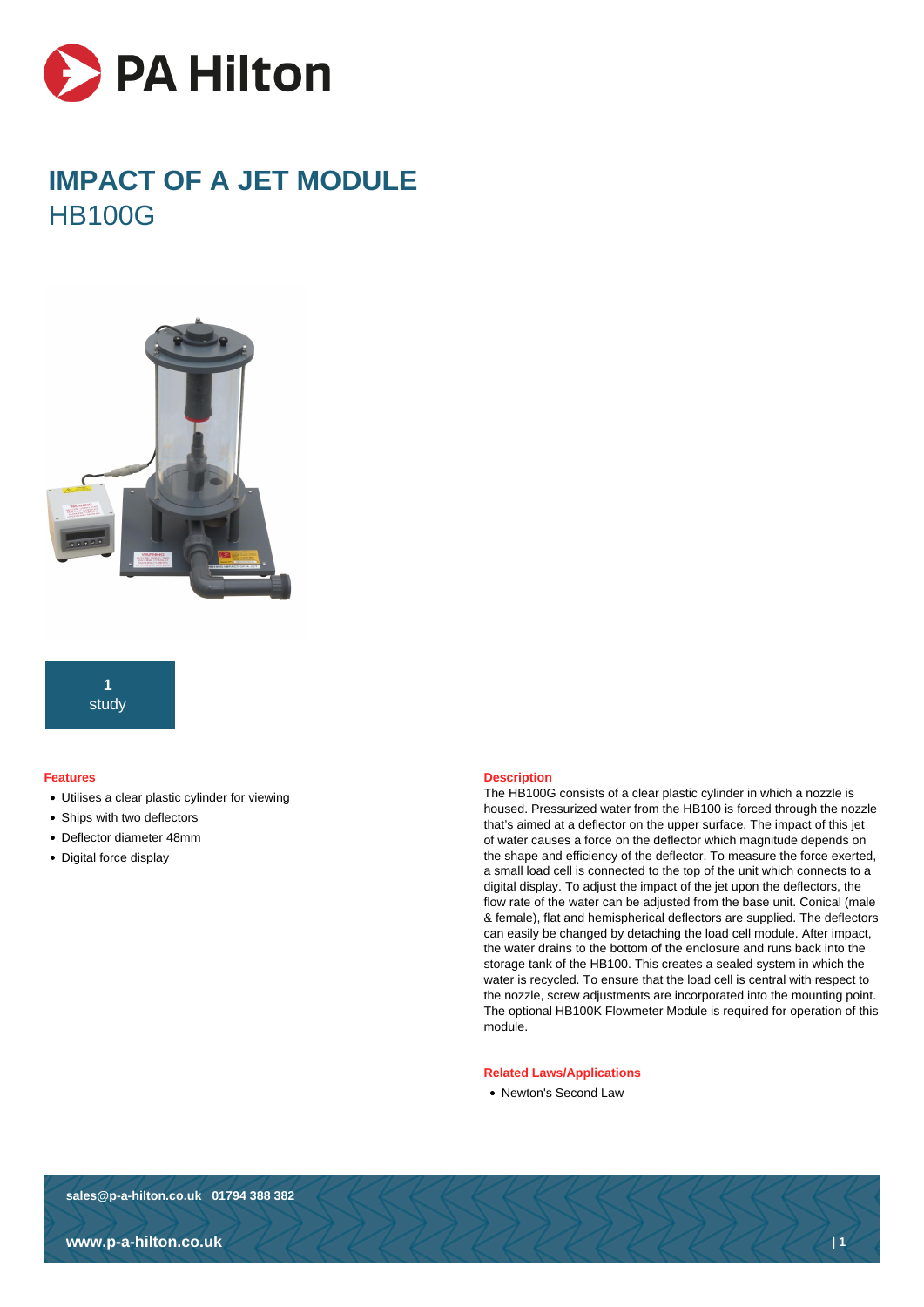# IMPACT OF A JET MODULE

## HB100G

**1**
study

### Features

- Utilises a clear plastic cylinder for viewing
- Ships with two deflectors
- Deflector diameter 48mm
- Digital force display

### Description

The HB100G consists of a clear plastic cylinder in which a nozzle is housed. Pressurized water from the HB100 is forced through the nozzle that's aimed at a deflector on the upper surface. The impact of this jet of water causes a force on the deflector which magnitude depends on the shape and efficiency of the deflector. To measure the force exerted, a small load cell is connected to the top of the unit which connects to a digital display. To adjust the impact of the jet upon the deflectors, the flow rate of the water can be adjusted from the base unit. Conical (male & female), flat and hemispherical deflectors are supplied. The deflectors can easily be changed by detaching the load cell module. After impact, the water drains to the bottom of the enclosure and runs back into the storage tank of the HB100. This creates a sealed system in which the water is recycled. To ensure that the load cell is central with respect to the nozzle, screw adjustments are incorporated into the mounting point. The optional HB100K Flowmeter Module is required for operation of this module.

### Related Laws/Applications

- Newton's Second Law

**sales@p-a-hilton.co.uk 01794 388 382**

**www.p-a-hilton.co.uk**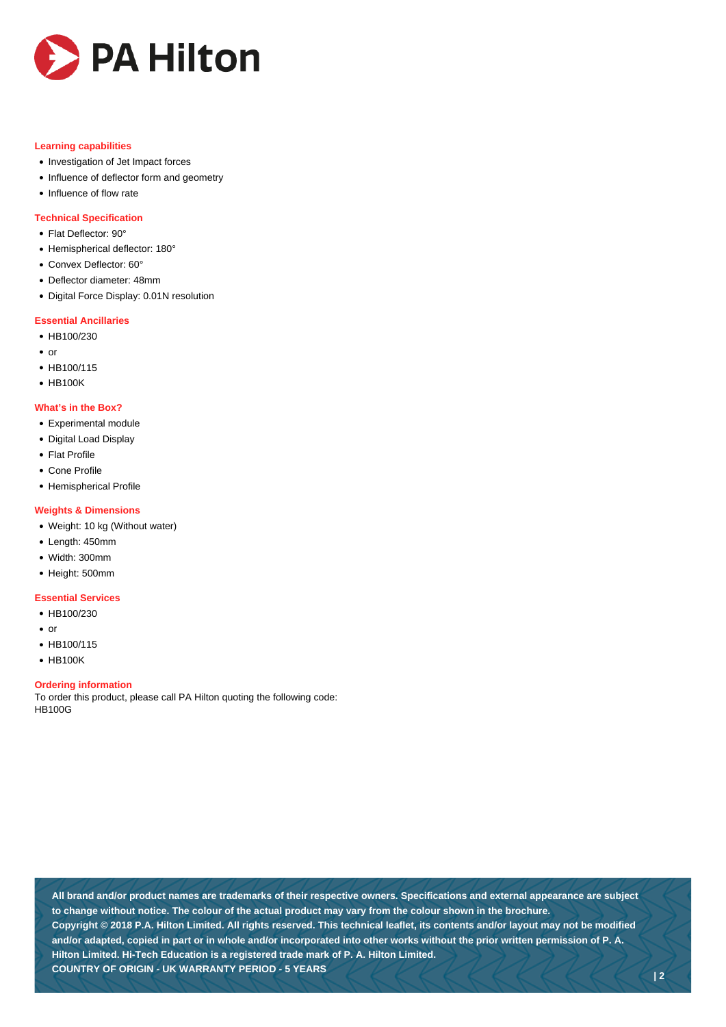**PA Hilton**

## Learning capabilities

- Investigation of Jet Impact forces
- Influence of deflector form and geometry
- Influence of flow rate

## Technical Specification

- Flat Deflector: 90°
- Hemispherical deflector: 180°
- Convex Deflector: 60°
- Deflector diameter: 48mm
- Digital Force Display: 0.01N resolution

## Essential Ancillaries

- HB100/230
- or
- HB100/115
- HB100K

## What's in the Box?

- Experimental module
- Digital Load Display
- Flat Profile
- Cone Profile
- Hemispherical Profile

## Weights & Dimensions

- Weight: 10 kg (Without water)
- Length: 450mm
- Width: 300mm
- Height: 500mm

## Essential Services

- HB100/230
- or
- HB100/115
- HB100K

## Ordering information

To order this product, please call PA Hilton quoting the following code:
HB100G

**All brand and/or product names are trademarks of their respective owners. Specifications and external appearance are subject to change without notice. The colour of the actual product may vary from the colour shown in the brochure.**
**Copyright © 2018 P.A. Hilton Limited. All rights reserved. This technical leaflet, its contents and/or layout may not be modified and/or adapted, copied in part or in whole and/or incorporated into other works without the prior written permission of P. A. Hilton Limited. Hi-Tech Education is a registered trade mark of P. A. Hilton Limited.**
**COUNTRY OF ORIGIN - UK WARRANTY PERIOD - 5 YEARS**